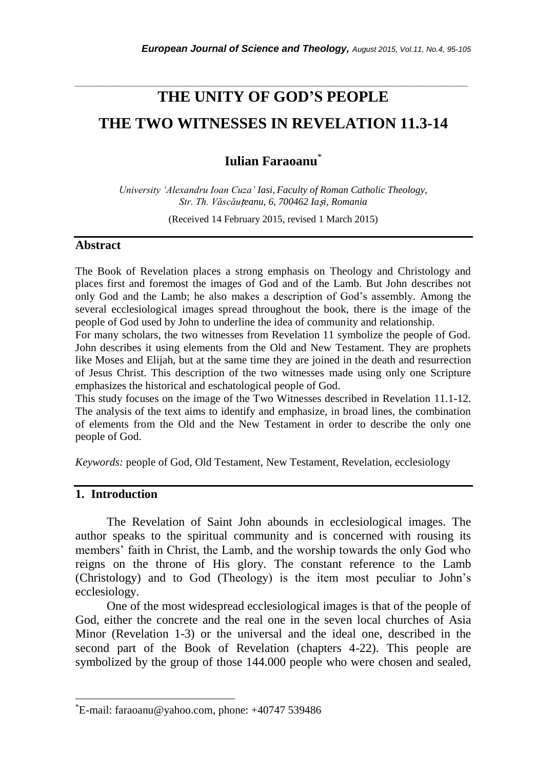# THE UNITY OF GOD'S PEOPLE
# THE TWO WITNESSES IN REVELATION 11.3-14

**Iulian Faraoanu**[*]

*University 'Alexandru Ioan Cuza' Iasi, Faculty of Roman Catholic Theology, Str. Th. Văscăuțeanu, 6, 700462 Iași, Romania*

(Received 14 February 2015, revised 1 March 2015)

## Abstract

The Book of Revelation places a strong emphasis on Theology and Christology and places first and foremost the images of God and of the Lamb. But John describes not only God and the Lamb; he also makes a description of God's assembly. Among the several ecclesiological images spread throughout the book, there is the image of the people of God used by John to underline the idea of community and relationship.

For many scholars, the two witnesses from Revelation 11 symbolize the people of God. John describes it using elements from the Old and New Testament. They are prophets like Moses and Elijah, but at the same time they are joined in the death and resurrection of Jesus Christ. This description of the two witnesses made using only one Scripture emphasizes the historical and eschatological people of God.

This study focuses on the image of the Two Witnesses described in Revelation 11.1-12. The analysis of the text aims to identify and emphasize, in broad lines, the combination of elements from the Old and the New Testament in order to describe the only one people of God.

*Keywords:* people of God, Old Testament, New Testament, Revelation, ecclesiology

## 1. Introduction

The Revelation of Saint John abounds in ecclesiological images. The author speaks to the spiritual community and is concerned with rousing its members' faith in Christ, the Lamb, and the worship towards the only God who reigns on the throne of His glory. The constant reference to the Lamb (Christology) and to God (Theology) is the item most peculiar to John's ecclesiology.

One of the most widespread ecclesiological images is that of the people of God, either the concrete and the real one in the seven local churches of Asia Minor (Revelation 1-3) or the universal and the ideal one, described in the second part of the Book of Revelation (chapters 4-22). This people are symbolized by the group of those 144.000 people who were chosen and sealed,

---

[*] E-mail: faraoanu@yahoo.com, phone: +40747 539486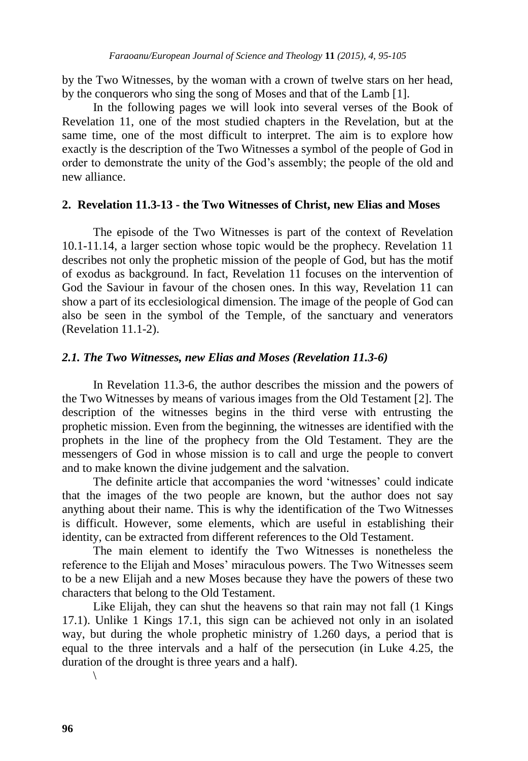by the Two Witnesses, by the woman with a crown of twelve stars on her head, by the conquerors who sing the song of Moses and that of the Lamb [1].

In the following pages we will look into several verses of the Book of Revelation 11, one of the most studied chapters in the Revelation, but at the same time, one of the most difficult to interpret. The aim is to explore how exactly is the description of the Two Witnesses a symbol of the people of God in order to demonstrate the unity of the God's assembly; the people of the old and new alliance.

## 2. Revelation 11.3-13 - the Two Witnesses of Christ, new Elias and Moses

The episode of the Two Witnesses is part of the context of Revelation 10.1-11.14, a larger section whose topic would be the prophecy. Revelation 11 describes not only the prophetic mission of the people of God, but has the motif of exodus as background. In fact, Revelation 11 focuses on the intervention of God the Saviour in favour of the chosen ones. In this way, Revelation 11 can show a part of its ecclesiological dimension. The image of the people of God can also be seen in the symbol of the Temple, of the sanctuary and venerators (Revelation 11.1-2).

### *2.1. The Two Witnesses, new Elias and Moses (Revelation 11.3-6)*

In Revelation 11.3-6, the author describes the mission and the powers of the Two Witnesses by means of various images from the Old Testament [2]. The description of the witnesses begins in the third verse with entrusting the prophetic mission. Even from the beginning, the witnesses are identified with the prophets in the line of the prophecy from the Old Testament. They are the messengers of God in whose mission is to call and urge the people to convert and to make known the divine judgement and the salvation.

The definite article that accompanies the word 'witnesses' could indicate that the images of the two people are known, but the author does not say anything about their name. This is why the identification of the Two Witnesses is difficult. However, some elements, which are useful in establishing their identity, can be extracted from different references to the Old Testament.

The main element to identify the Two Witnesses is nonetheless the reference to the Elijah and Moses' miraculous powers. The Two Witnesses seem to be a new Elijah and a new Moses because they have the powers of these two characters that belong to the Old Testament.

Like Elijah, they can shut the heavens so that rain may not fall (1 Kings 17.1). Unlike 1 Kings 17.1, this sign can be achieved not only in an isolated way, but during the whole prophetic ministry of 1.260 days, a period that is equal to the three intervals and a half of the persecution (in Luke 4.25, the duration of the drought is three years and a half).

\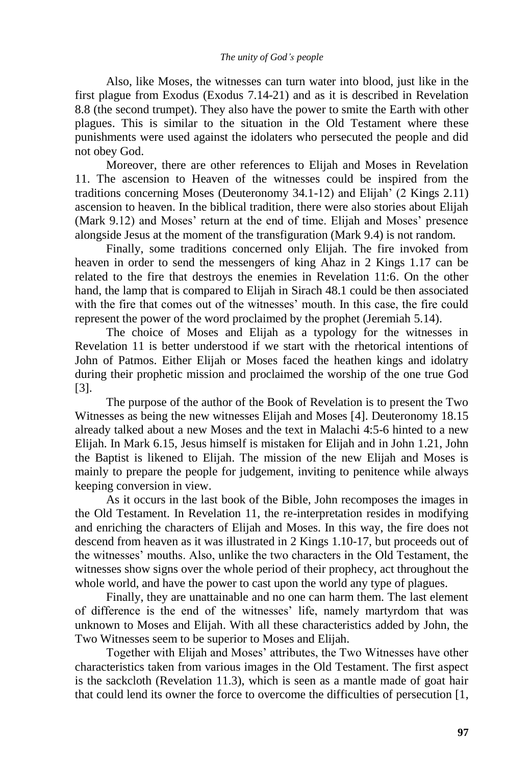Also, like Moses, the witnesses can turn water into blood, just like in the first plague from Exodus (Exodus 7.14-21) and as it is described in Revelation 8.8 (the second trumpet). They also have the power to smite the Earth with other plagues. This is similar to the situation in the Old Testament where these punishments were used against the idolaters who persecuted the people and did not obey God.

Moreover, there are other references to Elijah and Moses in Revelation 11. The ascension to Heaven of the witnesses could be inspired from the traditions concerning Moses (Deuteronomy 34.1-12) and Elijah' (2 Kings 2.11) ascension to heaven. In the biblical tradition, there were also stories about Elijah (Mark 9.12) and Moses' return at the end of time. Elijah and Moses' presence alongside Jesus at the moment of the transfiguration (Mark 9.4) is not random.

Finally, some traditions concerned only Elijah. The fire invoked from heaven in order to send the messengers of king Ahaz in 2 Kings 1.17 can be related to the fire that destroys the enemies in Revelation 11:6. On the other hand, the lamp that is compared to Elijah in Sirach 48.1 could be then associated with the fire that comes out of the witnesses' mouth. In this case, the fire could represent the power of the word proclaimed by the prophet (Jeremiah 5.14).

The choice of Moses and Elijah as a typology for the witnesses in Revelation 11 is better understood if we start with the rhetorical intentions of John of Patmos. Either Elijah or Moses faced the heathen kings and idolatry during their prophetic mission and proclaimed the worship of the one true God [3].

The purpose of the author of the Book of Revelation is to present the Two Witnesses as being the new witnesses Elijah and Moses [4]. Deuteronomy 18.15 already talked about a new Moses and the text in Malachi 4:5-6 hinted to a new Elijah. In Mark 6.15, Jesus himself is mistaken for Elijah and in John 1.21, John the Baptist is likened to Elijah. The mission of the new Elijah and Moses is mainly to prepare the people for judgement, inviting to penitence while always keeping conversion in view.

As it occurs in the last book of the Bible, John recomposes the images in the Old Testament. In Revelation 11, the re-interpretation resides in modifying and enriching the characters of Elijah and Moses. In this way, the fire does not descend from heaven as it was illustrated in 2 Kings 1.10-17, but proceeds out of the witnesses' mouths. Also, unlike the two characters in the Old Testament, the witnesses show signs over the whole period of their prophecy, act throughout the whole world, and have the power to cast upon the world any type of plagues.

Finally, they are unattainable and no one can harm them. The last element of difference is the end of the witnesses' life, namely martyrdom that was unknown to Moses and Elijah. With all these characteristics added by John, the Two Witnesses seem to be superior to Moses and Elijah.

Together with Elijah and Moses' attributes, the Two Witnesses have other characteristics taken from various images in the Old Testament. The first aspect is the sackcloth (Revelation 11.3), which is seen as a mantle made of goat hair that could lend its owner the force to overcome the difficulties of persecution [1,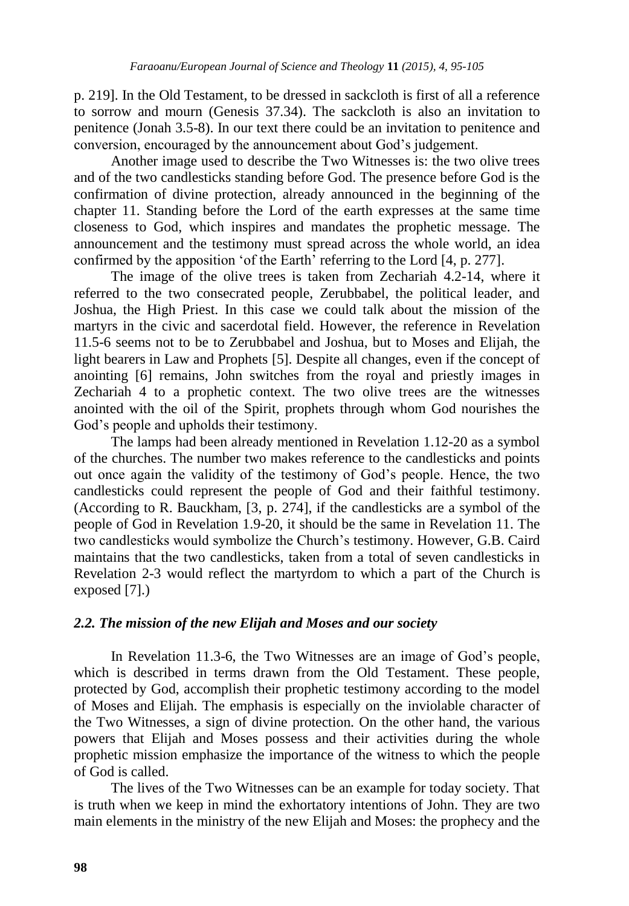p. 219]. In the Old Testament, to be dressed in sackcloth is first of all a reference to sorrow and mourn (Genesis 37.34). The sackcloth is also an invitation to penitence (Jonah 3.5-8). In our text there could be an invitation to penitence and conversion, encouraged by the announcement about God's judgement.

Another image used to describe the Two Witnesses is: the two olive trees and of the two candlesticks standing before God. The presence before God is the confirmation of divine protection, already announced in the beginning of the chapter 11. Standing before the Lord of the earth expresses at the same time closeness to God, which inspires and mandates the prophetic message. The announcement and the testimony must spread across the whole world, an idea confirmed by the apposition 'of the Earth' referring to the Lord [4, p. 277].

The image of the olive trees is taken from Zechariah 4.2-14, where it referred to the two consecrated people, Zerubbabel, the political leader, and Joshua, the High Priest. In this case we could talk about the mission of the martyrs in the civic and sacerdotal field. However, the reference in Revelation 11.5-6 seems not to be to Zerubbabel and Joshua, but to Moses and Elijah, the light bearers in Law and Prophets [5]. Despite all changes, even if the concept of anointing [6] remains, John switches from the royal and priestly images in Zechariah 4 to a prophetic context. The two olive trees are the witnesses anointed with the oil of the Spirit, prophets through whom God nourishes the God's people and upholds their testimony.

The lamps had been already mentioned in Revelation 1.12-20 as a symbol of the churches. The number two makes reference to the candlesticks and points out once again the validity of the testimony of God's people. Hence, the two candlesticks could represent the people of God and their faithful testimony. (According to R. Bauckham, [3, p. 274], if the candlesticks are a symbol of the people of God in Revelation 1.9-20, it should be the same in Revelation 11. The two candlesticks would symbolize the Church's testimony. However, G.B. Caird maintains that the two candlesticks, taken from a total of seven candlesticks in Revelation 2-3 would reflect the martyrdom to which a part of the Church is exposed [7].)

### *2.2. The mission of the new Elijah and Moses and our society*

In Revelation 11.3-6, the Two Witnesses are an image of God's people, which is described in terms drawn from the Old Testament. These people, protected by God, accomplish their prophetic testimony according to the model of Moses and Elijah. The emphasis is especially on the inviolable character of the Two Witnesses, a sign of divine protection. On the other hand, the various powers that Elijah and Moses possess and their activities during the whole prophetic mission emphasize the importance of the witness to which the people of God is called.

The lives of the Two Witnesses can be an example for today society. That is truth when we keep in mind the exhortatory intentions of John. They are two main elements in the ministry of the new Elijah and Moses: the prophecy and the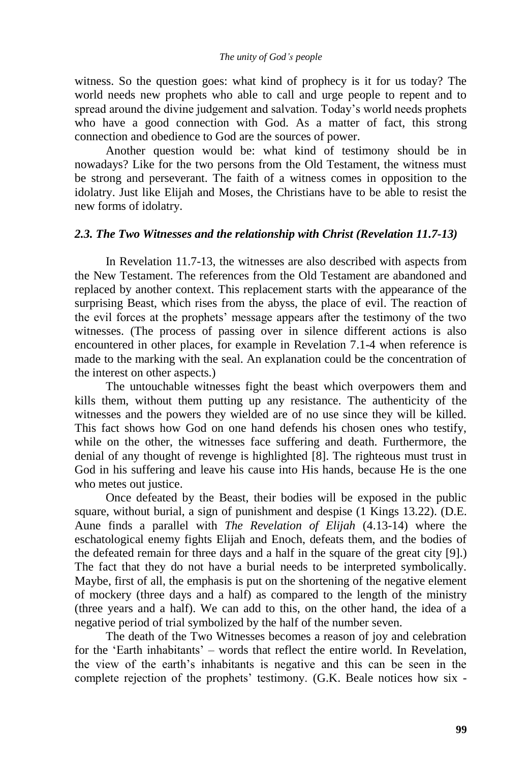witness. So the question goes: what kind of prophecy is it for us today? The world needs new prophets who able to call and urge people to repent and to spread around the divine judgement and salvation. Today's world needs prophets who have a good connection with God. As a matter of fact, this strong connection and obedience to God are the sources of power.

Another question would be: what kind of testimony should be in nowadays? Like for the two persons from the Old Testament, the witness must be strong and perseverant. The faith of a witness comes in opposition to the idolatry. Just like Elijah and Moses, the Christians have to be able to resist the new forms of idolatry.

### *2.3. The Two Witnesses and the relationship with Christ (Revelation 11.7-13)*

In Revelation 11.7-13, the witnesses are also described with aspects from the New Testament. The references from the Old Testament are abandoned and replaced by another context. This replacement starts with the appearance of the surprising Beast, which rises from the abyss, the place of evil. The reaction of the evil forces at the prophets' message appears after the testimony of the two witnesses. (The process of passing over in silence different actions is also encountered in other places, for example in Revelation 7.1-4 when reference is made to the marking with the seal. An explanation could be the concentration of the interest on other aspects.)

The untouchable witnesses fight the beast which overpowers them and kills them, without them putting up any resistance. The authenticity of the witnesses and the powers they wielded are of no use since they will be killed. This fact shows how God on one hand defends his chosen ones who testify, while on the other, the witnesses face suffering and death. Furthermore, the denial of any thought of revenge is highlighted [8]. The righteous must trust in God in his suffering and leave his cause into His hands, because He is the one who metes out justice.

Once defeated by the Beast, their bodies will be exposed in the public square, without burial, a sign of punishment and despise (1 Kings 13.22). (D.E. Aune finds a parallel with *The Revelation of Elijah* (4.13-14) where the eschatological enemy fights Elijah and Enoch, defeats them, and the bodies of the defeated remain for three days and a half in the square of the great city [9].) The fact that they do not have a burial needs to be interpreted symbolically. Maybe, first of all, the emphasis is put on the shortening of the negative element of mockery (three days and a half) as compared to the length of the ministry (three years and a half). We can add to this, on the other hand, the idea of a negative period of trial symbolized by the half of the number seven.

The death of the Two Witnesses becomes a reason of joy and celebration for the 'Earth inhabitants' – words that reflect the entire world. In Revelation, the view of the earth's inhabitants is negative and this can be seen in the complete rejection of the prophets' testimony. (G.K. Beale notices how six -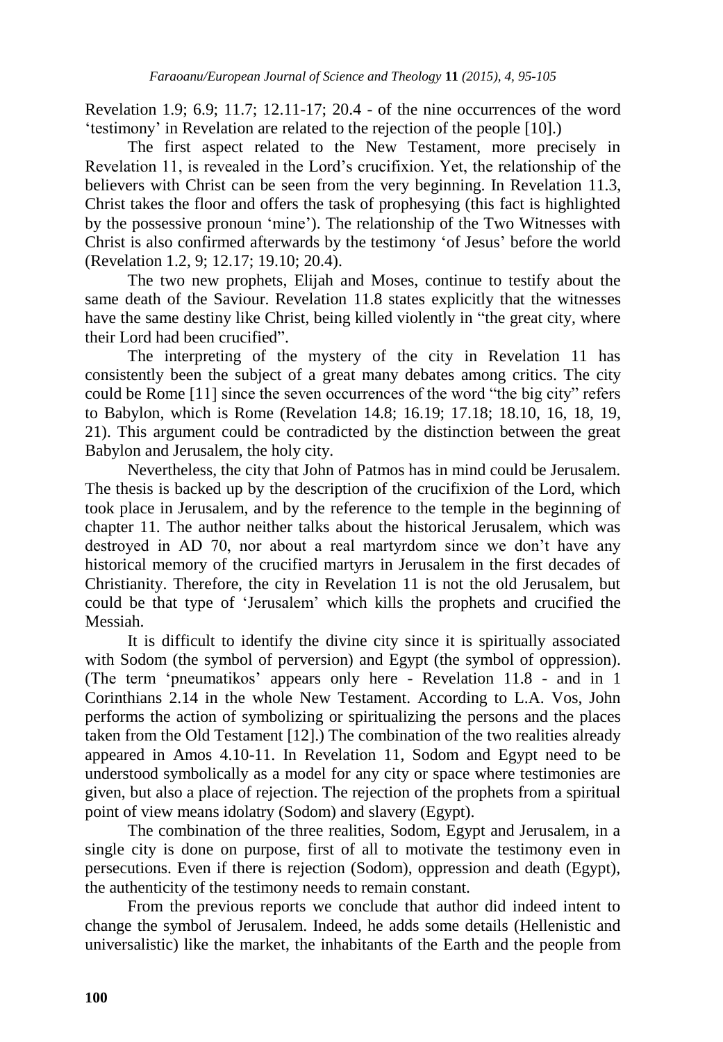Revelation 1.9; 6.9; 11.7; 12.11-17; 20.4 - of the nine occurrences of the word 'testimony' in Revelation are related to the rejection of the people [10].)

The first aspect related to the New Testament, more precisely in Revelation 11, is revealed in the Lord's crucifixion. Yet, the relationship of the believers with Christ can be seen from the very beginning. In Revelation 11.3, Christ takes the floor and offers the task of prophesying (this fact is highlighted by the possessive pronoun 'mine'). The relationship of the Two Witnesses with Christ is also confirmed afterwards by the testimony 'of Jesus' before the world (Revelation 1.2, 9; 12.17; 19.10; 20.4).

The two new prophets, Elijah and Moses, continue to testify about the same death of the Saviour. Revelation 11.8 states explicitly that the witnesses have the same destiny like Christ, being killed violently in "the great city, where their Lord had been crucified".

The interpreting of the mystery of the city in Revelation 11 has consistently been the subject of a great many debates among critics. The city could be Rome [11] since the seven occurrences of the word "the big city" refers to Babylon, which is Rome (Revelation 14.8; 16.19; 17.18; 18.10, 16, 18, 19, 21). This argument could be contradicted by the distinction between the great Babylon and Jerusalem, the holy city.

Nevertheless, the city that John of Patmos has in mind could be Jerusalem. The thesis is backed up by the description of the crucifixion of the Lord, which took place in Jerusalem, and by the reference to the temple in the beginning of chapter 11. The author neither talks about the historical Jerusalem, which was destroyed in AD 70, nor about a real martyrdom since we don't have any historical memory of the crucified martyrs in Jerusalem in the first decades of Christianity. Therefore, the city in Revelation 11 is not the old Jerusalem, but could be that type of 'Jerusalem' which kills the prophets and crucified the Messiah.

It is difficult to identify the divine city since it is spiritually associated with Sodom (the symbol of perversion) and Egypt (the symbol of oppression). (The term 'pneumatikos' appears only here - Revelation 11.8 - and in 1 Corinthians 2.14 in the whole New Testament. According to L.A. Vos, John performs the action of symbolizing or spiritualizing the persons and the places taken from the Old Testament [12].) The combination of the two realities already appeared in Amos 4.10-11. In Revelation 11, Sodom and Egypt need to be understood symbolically as a model for any city or space where testimonies are given, but also a place of rejection. The rejection of the prophets from a spiritual point of view means idolatry (Sodom) and slavery (Egypt).

The combination of the three realities, Sodom, Egypt and Jerusalem, in a single city is done on purpose, first of all to motivate the testimony even in persecutions. Even if there is rejection (Sodom), oppression and death (Egypt), the authenticity of the testimony needs to remain constant.

From the previous reports we conclude that author did indeed intent to change the symbol of Jerusalem. Indeed, he adds some details (Hellenistic and universalistic) like the market, the inhabitants of the Earth and the people from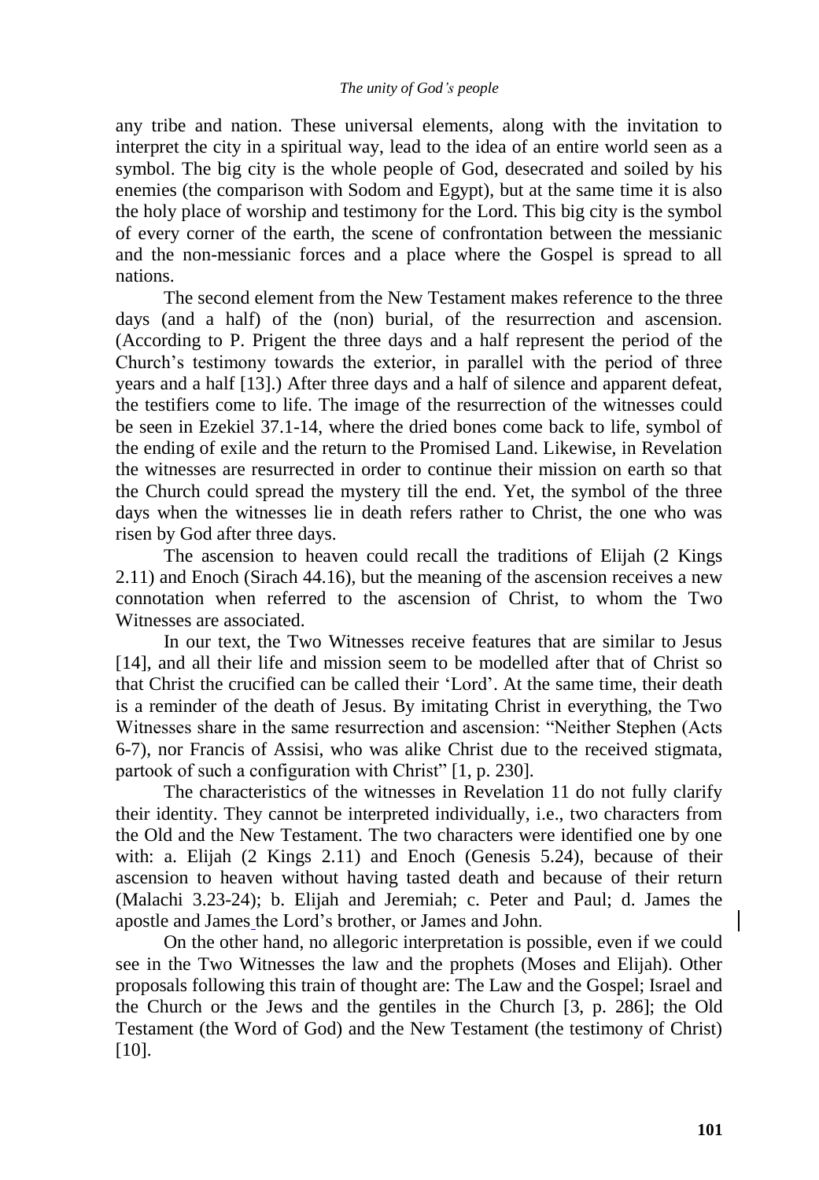any tribe and nation. These universal elements, along with the invitation to interpret the city in a spiritual way, lead to the idea of an entire world seen as a symbol. The big city is the whole people of God, desecrated and soiled by his enemies (the comparison with Sodom and Egypt), but at the same time it is also the holy place of worship and testimony for the Lord. This big city is the symbol of every corner of the earth, the scene of confrontation between the messianic and the non-messianic forces and a place where the Gospel is spread to all nations.

The second element from the New Testament makes reference to the three days (and a half) of the (non) burial, of the resurrection and ascension. (According to P. Prigent the three days and a half represent the period of the Church's testimony towards the exterior, in parallel with the period of three years and a half [13].) After three days and a half of silence and apparent defeat, the testifiers come to life. The image of the resurrection of the witnesses could be seen in Ezekiel 37.1-14, where the dried bones come back to life, symbol of the ending of exile and the return to the Promised Land. Likewise, in Revelation the witnesses are resurrected in order to continue their mission on earth so that the Church could spread the mystery till the end. Yet, the symbol of the three days when the witnesses lie in death refers rather to Christ, the one who was risen by God after three days.

The ascension to heaven could recall the traditions of Elijah (2 Kings 2.11) and Enoch (Sirach 44.16), but the meaning of the ascension receives a new connotation when referred to the ascension of Christ, to whom the Two Witnesses are associated.

In our text, the Two Witnesses receive features that are similar to Jesus [14], and all their life and mission seem to be modelled after that of Christ so that Christ the crucified can be called their 'Lord'. At the same time, their death is a reminder of the death of Jesus. By imitating Christ in everything, the Two Witnesses share in the same resurrection and ascension: "Neither Stephen (Acts 6-7), nor Francis of Assisi, who was alike Christ due to the received stigmata, partook of such a configuration with Christ" [1, p. 230].

The characteristics of the witnesses in Revelation 11 do not fully clarify their identity. They cannot be interpreted individually, i.e., two characters from the Old and the New Testament. The two characters were identified one by one with: a. Elijah (2 Kings 2.11) and Enoch (Genesis 5.24), because of their ascension to heaven without having tasted death and because of their return (Malachi 3.23-24); b. Elijah and Jeremiah; c. Peter and Paul; d. James the apostle and James the Lord's brother, or James and John.

On the other hand, no allegoric interpretation is possible, even if we could see in the Two Witnesses the law and the prophets (Moses and Elijah). Other proposals following this train of thought are: The Law and the Gospel; Israel and the Church or the Jews and the gentiles in the Church [3, p. 286]; the Old Testament (the Word of God) and the New Testament (the testimony of Christ) [10].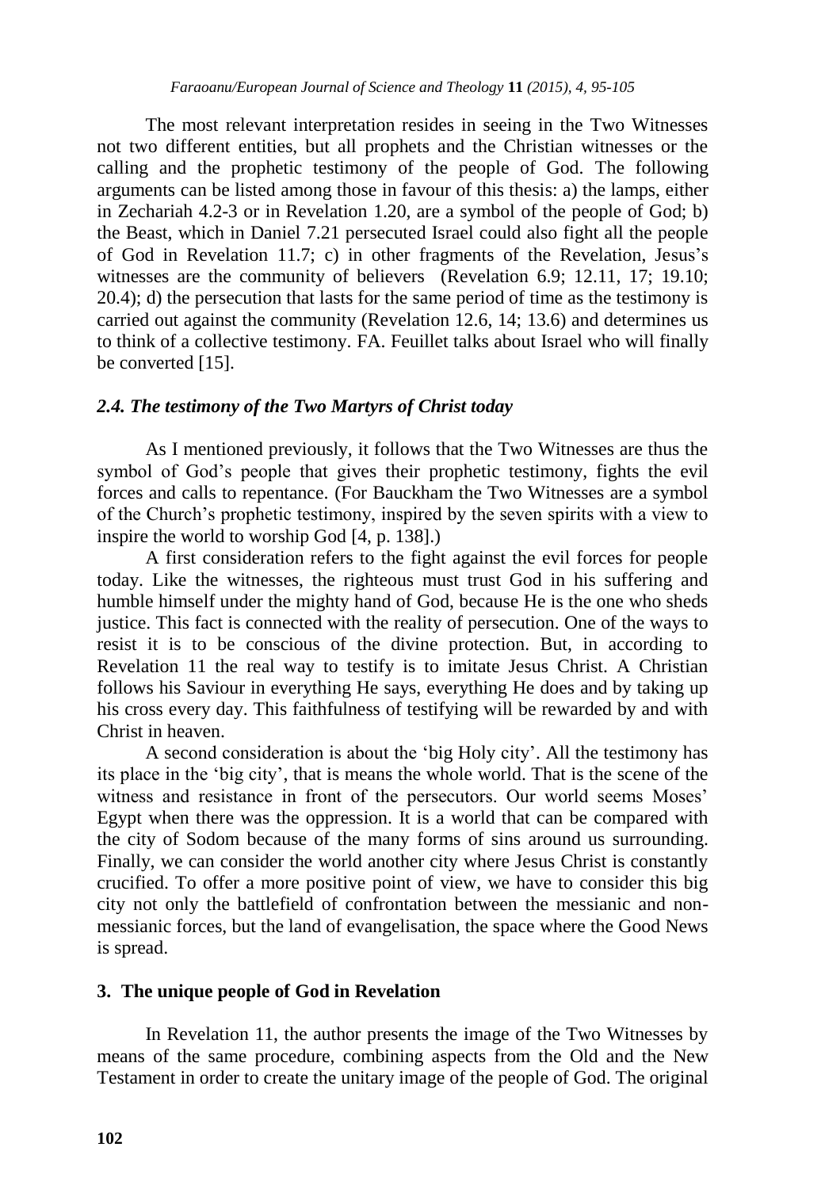The most relevant interpretation resides in seeing in the Two Witnesses not two different entities, but all prophets and the Christian witnesses or the calling and the prophetic testimony of the people of God. The following arguments can be listed among those in favour of this thesis: a) the lamps, either in Zechariah 4.2-3 or in Revelation 1.20, are a symbol of the people of God; b) the Beast, which in Daniel 7.21 persecuted Israel could also fight all the people of God in Revelation 11.7; c) in other fragments of the Revelation, Jesus's witnesses are the community of believers (Revelation 6.9; 12.11, 17; 19.10; 20.4); d) the persecution that lasts for the same period of time as the testimony is carried out against the community (Revelation 12.6, 14; 13.6) and determines us to think of a collective testimony. FA. Feuillet talks about Israel who will finally be converted [15].

### *2.4. The testimony of the Two Martyrs of Christ today*

As I mentioned previously, it follows that the Two Witnesses are thus the symbol of God's people that gives their prophetic testimony, fights the evil forces and calls to repentance. (For Bauckham the Two Witnesses are a symbol of the Church's prophetic testimony, inspired by the seven spirits with a view to inspire the world to worship God [4, p. 138].)

A first consideration refers to the fight against the evil forces for people today. Like the witnesses, the righteous must trust God in his suffering and humble himself under the mighty hand of God, because He is the one who sheds justice. This fact is connected with the reality of persecution. One of the ways to resist it is to be conscious of the divine protection. But, in according to Revelation 11 the real way to testify is to imitate Jesus Christ. A Christian follows his Saviour in everything He says, everything He does and by taking up his cross every day. This faithfulness of testifying will be rewarded by and with Christ in heaven.

A second consideration is about the 'big Holy city'. All the testimony has its place in the 'big city', that is means the whole world. That is the scene of the witness and resistance in front of the persecutors. Our world seems Moses' Egypt when there was the oppression. It is a world that can be compared with the city of Sodom because of the many forms of sins around us surrounding. Finally, we can consider the world another city where Jesus Christ is constantly crucified. To offer a more positive point of view, we have to consider this big city not only the battlefield of confrontation between the messianic and non-messianic forces, but the land of evangelisation, the space where the Good News is spread.

## 3. The unique people of God in Revelation

In Revelation 11, the author presents the image of the Two Witnesses by means of the same procedure, combining aspects from the Old and the New Testament in order to create the unitary image of the people of God. The original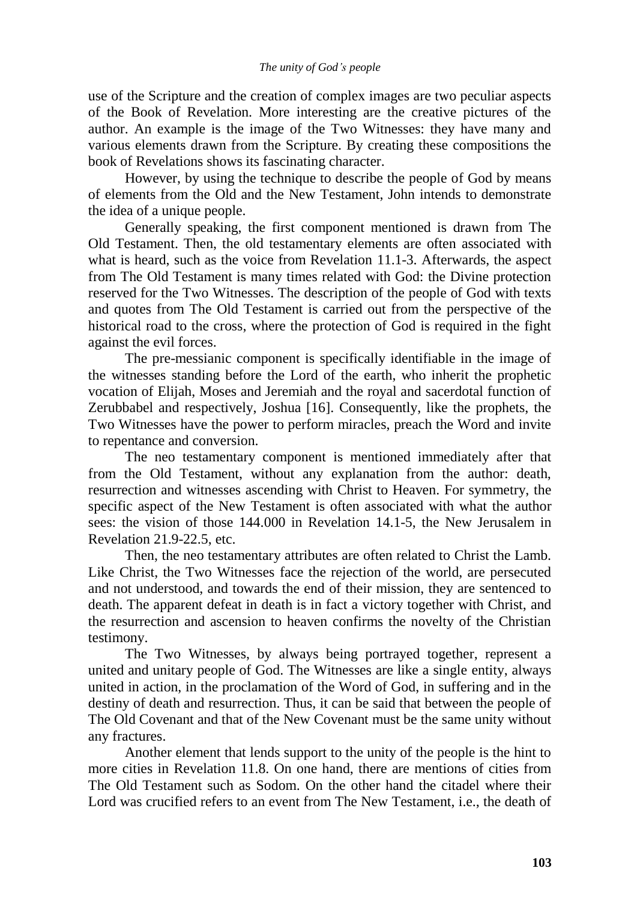use of the Scripture and the creation of complex images are two peculiar aspects of the Book of Revelation. More interesting are the creative pictures of the author. An example is the image of the Two Witnesses: they have many and various elements drawn from the Scripture. By creating these compositions the book of Revelations shows its fascinating character.

However, by using the technique to describe the people of God by means of elements from the Old and the New Testament, John intends to demonstrate the idea of a unique people.

Generally speaking, the first component mentioned is drawn from The Old Testament. Then, the old testamentary elements are often associated with what is heard, such as the voice from Revelation 11.1-3. Afterwards, the aspect from The Old Testament is many times related with God: the Divine protection reserved for the Two Witnesses. The description of the people of God with texts and quotes from The Old Testament is carried out from the perspective of the historical road to the cross, where the protection of God is required in the fight against the evil forces.

The pre-messianic component is specifically identifiable in the image of the witnesses standing before the Lord of the earth, who inherit the prophetic vocation of Elijah, Moses and Jeremiah and the royal and sacerdotal function of Zerubbabel and respectively, Joshua [16]. Consequently, like the prophets, the Two Witnesses have the power to perform miracles, preach the Word and invite to repentance and conversion.

The neo testamentary component is mentioned immediately after that from the Old Testament, without any explanation from the author: death, resurrection and witnesses ascending with Christ to Heaven. For symmetry, the specific aspect of the New Testament is often associated with what the author sees: the vision of those 144.000 in Revelation 14.1-5, the New Jerusalem in Revelation 21.9-22.5, etc.

Then, the neo testamentary attributes are often related to Christ the Lamb. Like Christ, the Two Witnesses face the rejection of the world, are persecuted and not understood, and towards the end of their mission, they are sentenced to death. The apparent defeat in death is in fact a victory together with Christ, and the resurrection and ascension to heaven confirms the novelty of the Christian testimony.

The Two Witnesses, by always being portrayed together, represent a united and unitary people of God. The Witnesses are like a single entity, always united in action, in the proclamation of the Word of God, in suffering and in the destiny of death and resurrection. Thus, it can be said that between the people of The Old Covenant and that of the New Covenant must be the same unity without any fractures.

Another element that lends support to the unity of the people is the hint to more cities in Revelation 11.8. On one hand, there are mentions of cities from The Old Testament such as Sodom. On the other hand the citadel where their Lord was crucified refers to an event from The New Testament, i.e., the death of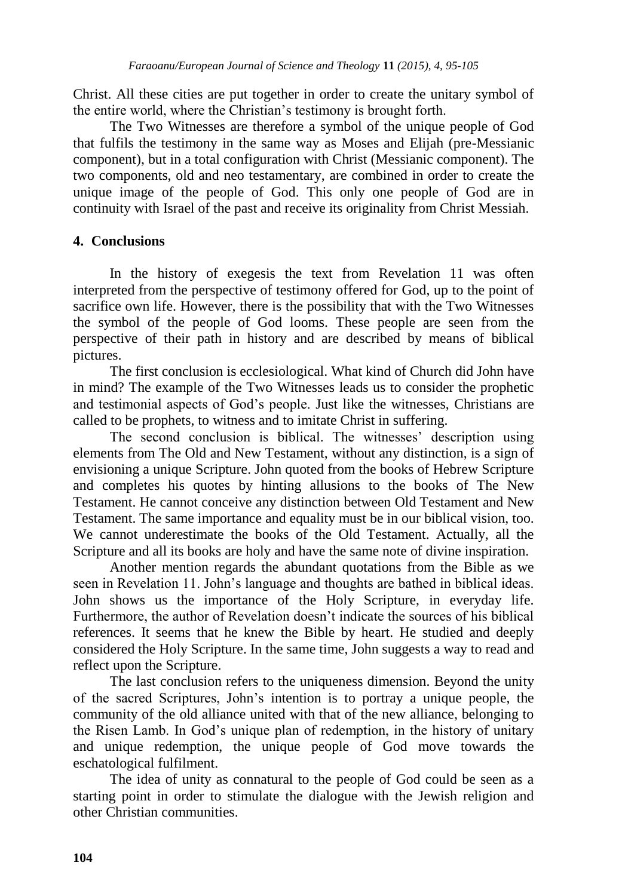Christ. All these cities are put together in order to create the unitary symbol of the entire world, where the Christian's testimony is brought forth.

The Two Witnesses are therefore a symbol of the unique people of God that fulfils the testimony in the same way as Moses and Elijah (pre-Messianic component), but in a total configuration with Christ (Messianic component). The two components, old and neo testamentary, are combined in order to create the unique image of the people of God. This only one people of God are in continuity with Israel of the past and receive its originality from Christ Messiah.

## 4. Conclusions

In the history of exegesis the text from Revelation 11 was often interpreted from the perspective of testimony offered for God, up to the point of sacrifice own life. However, there is the possibility that with the Two Witnesses the symbol of the people of God looms. These people are seen from the perspective of their path in history and are described by means of biblical pictures.

The first conclusion is ecclesiological. What kind of Church did John have in mind? The example of the Two Witnesses leads us to consider the prophetic and testimonial aspects of God's people. Just like the witnesses, Christians are called to be prophets, to witness and to imitate Christ in suffering.

The second conclusion is biblical. The witnesses' description using elements from The Old and New Testament, without any distinction, is a sign of envisioning a unique Scripture. John quoted from the books of Hebrew Scripture and completes his quotes by hinting allusions to the books of The New Testament. He cannot conceive any distinction between Old Testament and New Testament. The same importance and equality must be in our biblical vision, too. We cannot underestimate the books of the Old Testament. Actually, all the Scripture and all its books are holy and have the same note of divine inspiration.

Another mention regards the abundant quotations from the Bible as we seen in Revelation 11. John's language and thoughts are bathed in biblical ideas. John shows us the importance of the Holy Scripture, in everyday life. Furthermore, the author of Revelation doesn't indicate the sources of his biblical references. It seems that he knew the Bible by heart. He studied and deeply considered the Holy Scripture. In the same time, John suggests a way to read and reflect upon the Scripture.

The last conclusion refers to the uniqueness dimension. Beyond the unity of the sacred Scriptures, John's intention is to portray a unique people, the community of the old alliance united with that of the new alliance, belonging to the Risen Lamb. In God's unique plan of redemption, in the history of unitary and unique redemption, the unique people of God move towards the eschatological fulfilment.

The idea of unity as connatural to the people of God could be seen as a starting point in order to stimulate the dialogue with the Jewish religion and other Christian communities.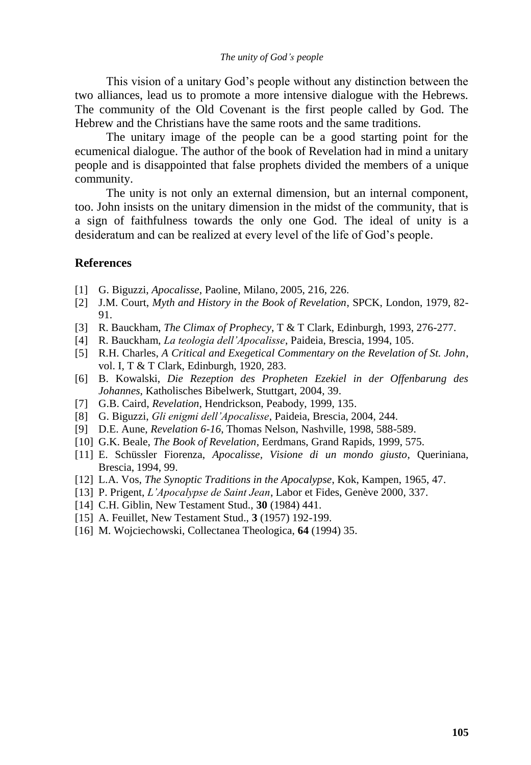This vision of a unitary God's people without any distinction between the two alliances, lead us to promote a more intensive dialogue with the Hebrews. The community of the Old Covenant is the first people called by God. The Hebrew and the Christians have the same roots and the same traditions.

The unitary image of the people can be a good starting point for the ecumenical dialogue. The author of the book of Revelation had in mind a unitary people and is disappointed that false prophets divided the members of a unique community.

The unity is not only an external dimension, but an internal component, too. John insists on the unitary dimension in the midst of the community, that is a sign of faithfulness towards the only one God. The ideal of unity is a desideratum and can be realized at every level of the life of God's people.

## References

[1] G. Biguzzi, *Apocalisse*, Paoline, Milano, 2005, 216, 226.

[2] J.M. Court, *Myth and History in the Book of Revelation*, SPCK, London, 1979, 82-91.

[3] R. Bauckham, *The Climax of Prophecy*, T & T Clark, Edinburgh, 1993, 276-277.

[4] R. Bauckham, *La teologia dell'Apocalisse*, Paideia, Brescia, 1994, 105.

[5] R.H. Charles, *A Critical and Exegetical Commentary on the Revelation of St. John*, vol. I, T & T Clark, Edinburgh, 1920, 283.

[6] B. Kowalski, *Die Rezeption des Propheten Ezekiel in der Offenbarung des Johannes*, Katholisches Bibelwerk, Stuttgart, 2004, 39.

[7] G.B. Caird, *Revelation*, Hendrickson, Peabody, 1999, 135.

[8] G. Biguzzi, *Gli enigmi dell'Apocalisse*, Paideia, Brescia, 2004, 244.

[9] D.E. Aune, *Revelation 6-16*, Thomas Nelson, Nashville, 1998, 588-589.

[10] G.K. Beale, *The Book of Revelation*, Eerdmans, Grand Rapids, 1999, 575.

[11] E. Schüssler Fiorenza, *Apocalisse*, *Visione di un mondo giusto*, Queriniana, Brescia, 1994, 99.

[12] L.A. Vos, *The Synoptic Traditions in the Apocalypse*, Kok, Kampen, 1965, 47.

[13] P. Prigent, *L'Apocalypse de Saint Jean*, Labor et Fides, Genève 2000, 337.

[14] C.H. Giblin, New Testament Stud., **30** (1984) 441.

[15] A. Feuillet, New Testament Stud., **3** (1957) 192-199.

[16] M. Wojciechowski, Collectanea Theologica, **64** (1994) 35.